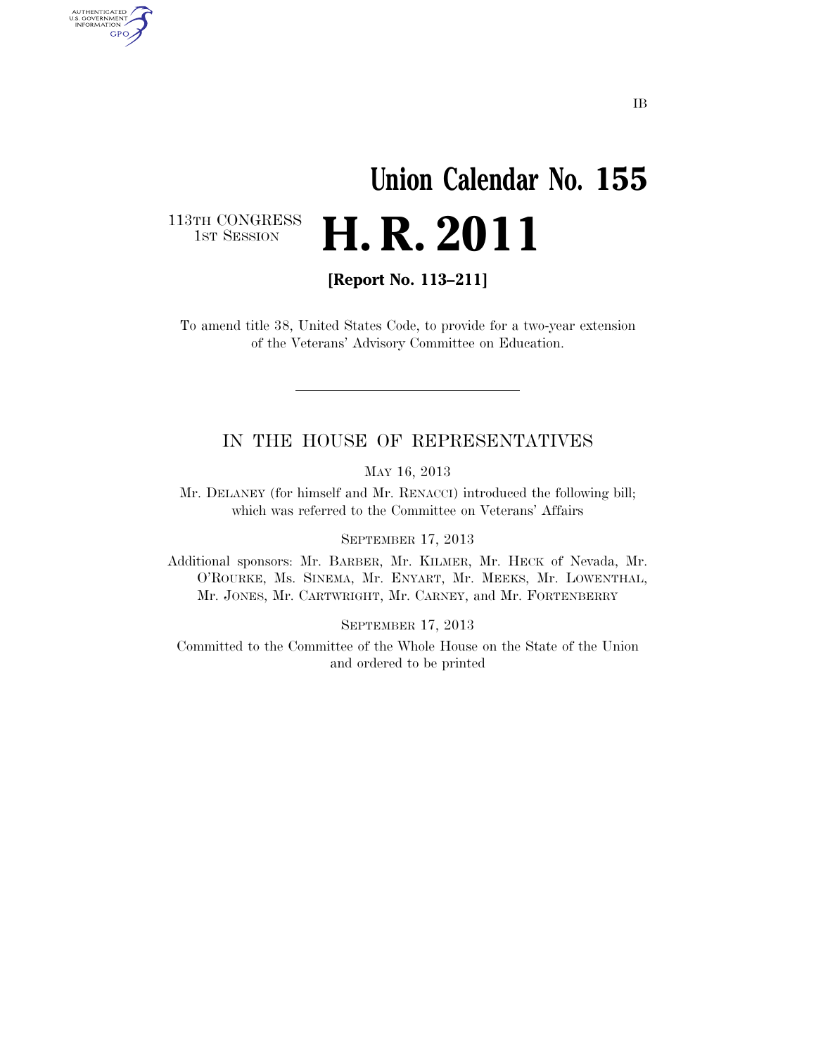IB

# Union Calendar No. 155

113TH CONGRESS
1ST SESSION

# H. R. 2011

**[Report No. 113–211]**

To amend title 38, United States Code, to provide for a two-year extension of the Veterans' Advisory Committee on Education.

IN THE HOUSE OF REPRESENTATIVES

MAY 16, 2013

Mr. DELANEY (for himself and Mr. RENACCI) introduced the following bill; which was referred to the Committee on Veterans' Affairs

SEPTEMBER 17, 2013

Additional sponsors: Mr. BARBER, Mr. KILMER, Mr. HECK of Nevada, Mr. O'ROURKE, Ms. SINEMA, Mr. ENYART, Mr. MEEKS, Mr. LOWENTHAL, Mr. JONES, Mr. CARTWRIGHT, Mr. CARNEY, and Mr. FORTENBERRY

SEPTEMBER 17, 2013

Committed to the Committee of the Whole House on the State of the Union and ordered to be printed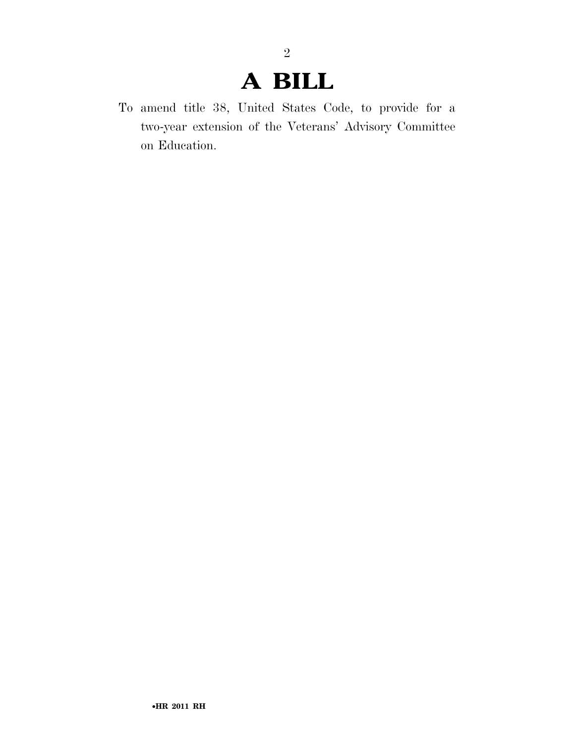# A BILL

To amend title 38, United States Code, to provide for a two-year extension of the Veterans' Advisory Committee on Education.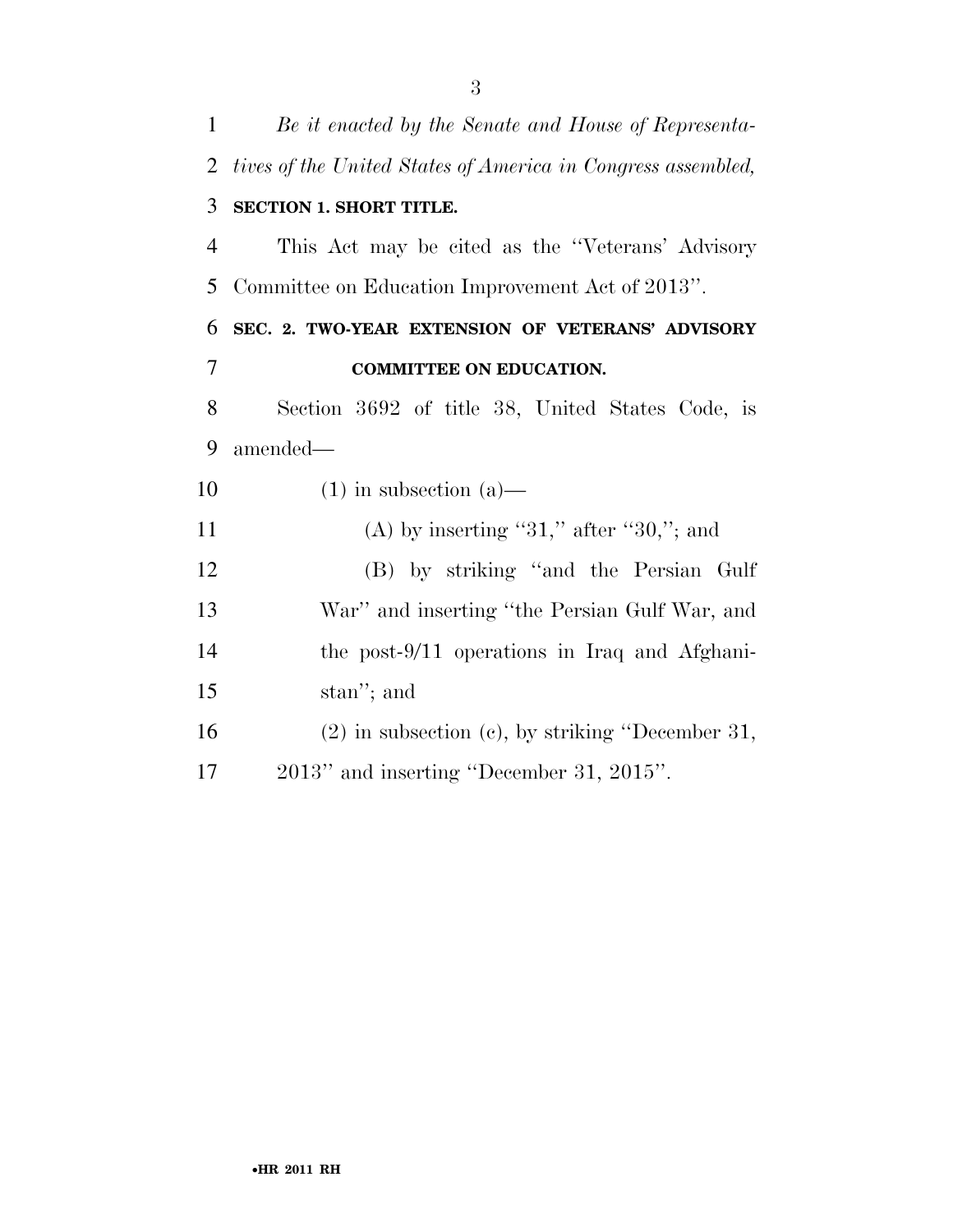*Be it enacted by the Senate and House of Representatives of the United States of America in Congress assembled,*

**SECTION 1. SHORT TITLE.**

This Act may be cited as the "Veterans' Advisory Committee on Education Improvement Act of 2013".

**SEC. 2. TWO-YEAR EXTENSION OF VETERANS' ADVISORY COMMITTEE ON EDUCATION.**

Section 3692 of title 38, United States Code, is amended—

(1) in subsection (a)—

(A) by inserting "31," after "30,"; and

(B) by striking "and the Persian Gulf War" and inserting "the Persian Gulf War, and the post-9/11 operations in Iraq and Afghanistan"; and

(2) in subsection (c), by striking "December 31, 2013" and inserting "December 31, 2015".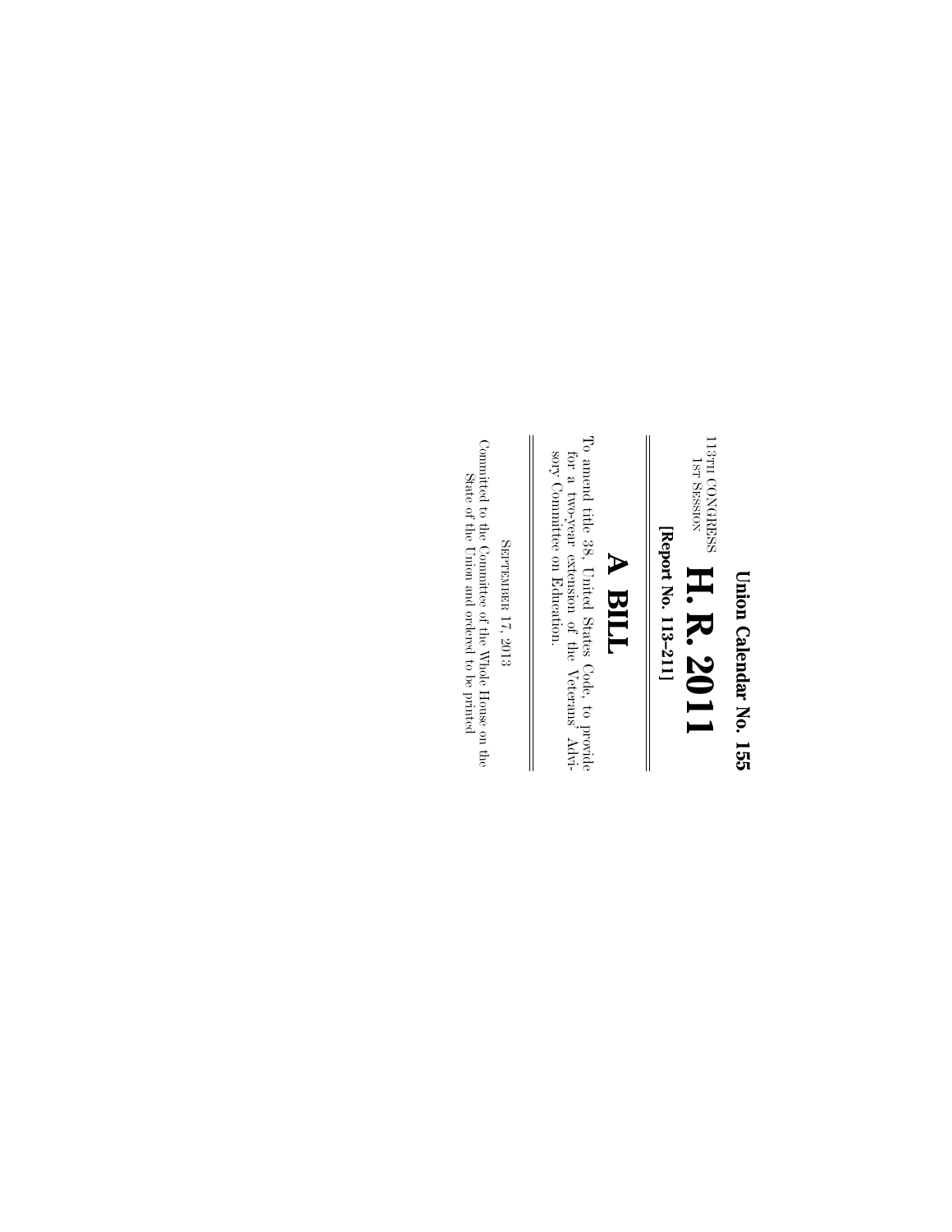# Union Calendar No. 155

113TH CONGRESS
1ST SESSION

# H. R. 2011

**[Report No. 113–211]**

# A BILL

To amend title 38, United States Code, to provide for a two-year extension of the Veterans' Advisory Committee on Education.

SEPTEMBER 17, 2013

Committed to the Committee of the Whole House on the State of the Union and ordered to be printed